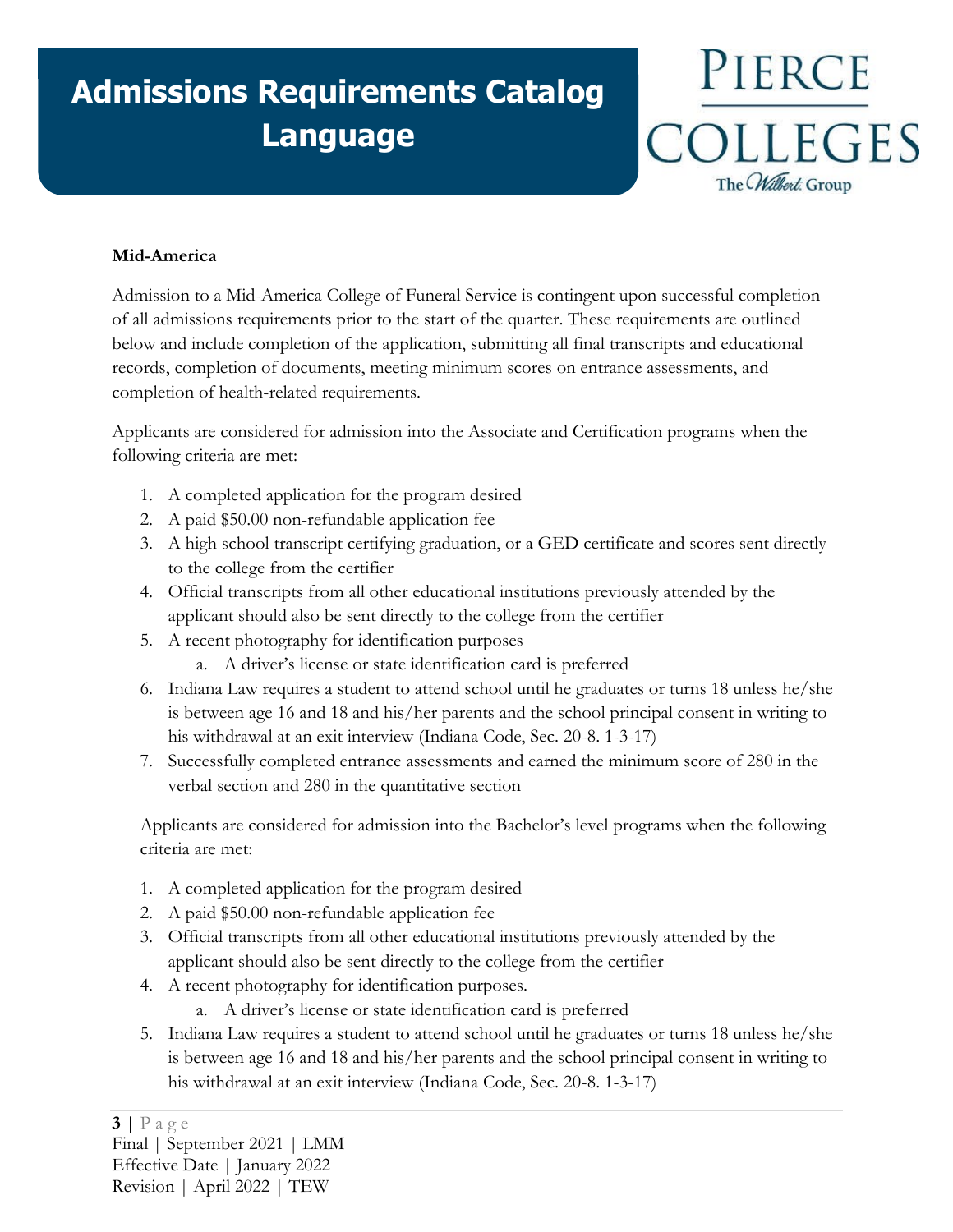# Admissions Requirements Catalog Language

PIERCE COLLEGES
The Wilbert Group

**Mid-America**

Admission to a Mid-America College of Funeral Service is contingent upon successful completion of all admissions requirements prior to the start of the quarter. These requirements are outlined below and include completion of the application, submitting all final transcripts and educational records, completion of documents, meeting minimum scores on entrance assessments, and completion of health-related requirements.

Applicants are considered for admission into the Associate and Certification programs when the following criteria are met:

1. A completed application for the program desired
2. A paid $50.00 non-refundable application fee
3. A high school transcript certifying graduation, or a GED certificate and scores sent directly to the college from the certifier
4. Official transcripts from all other educational institutions previously attended by the applicant should also be sent directly to the college from the certifier
5. A recent photography for identification purposes
    a. A driver's license or state identification card is preferred
6. Indiana Law requires a student to attend school until he graduates or turns 18 unless he/she is between age 16 and 18 and his/her parents and the school principal consent in writing to his withdrawal at an exit interview (Indiana Code, Sec. 20-8. 1-3-17)
7. Successfully completed entrance assessments and earned the minimum score of 280 in the verbal section and 280 in the quantitative section

Applicants are considered for admission into the Bachelor's level programs when the following criteria are met:

1. A completed application for the program desired
2. A paid $50.00 non-refundable application fee
3. Official transcripts from all other educational institutions previously attended by the applicant should also be sent directly to the college from the certifier
4. A recent photography for identification purposes.
    a. A driver's license or state identification card is preferred
5. Indiana Law requires a student to attend school until he graduates or turns 18 unless he/she is between age 16 and 18 and his/her parents and the school principal consent in writing to his withdrawal at an exit interview (Indiana Code, Sec. 20-8. 1-3-17)

Final | September 2021 | LMM
Effective Date | January 2022
Revision | April 2022 | TEW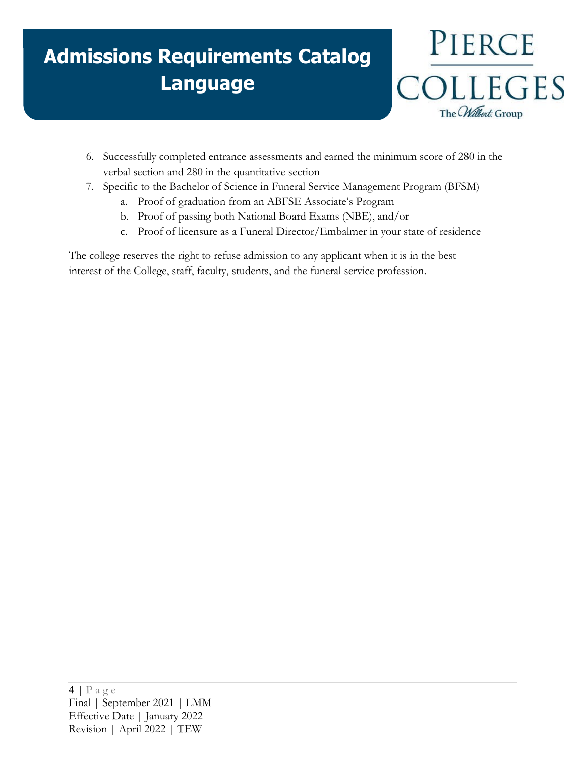6. Successfully completed entrance assessments and earned the minimum score of 280 in the verbal section and 280 in the quantitative section
7. Specific to the Bachelor of Science in Funeral Service Management Program (BFSM)
    a. Proof of graduation from an ABFSE Associate's Program
    b. Proof of passing both National Board Exams (NBE), and/or
    c. Proof of licensure as a Funeral Director/Embalmer in your state of residence

The college reserves the right to refuse admission to any applicant when it is in the best interest of the College, staff, faculty, students, and the funeral service profession.